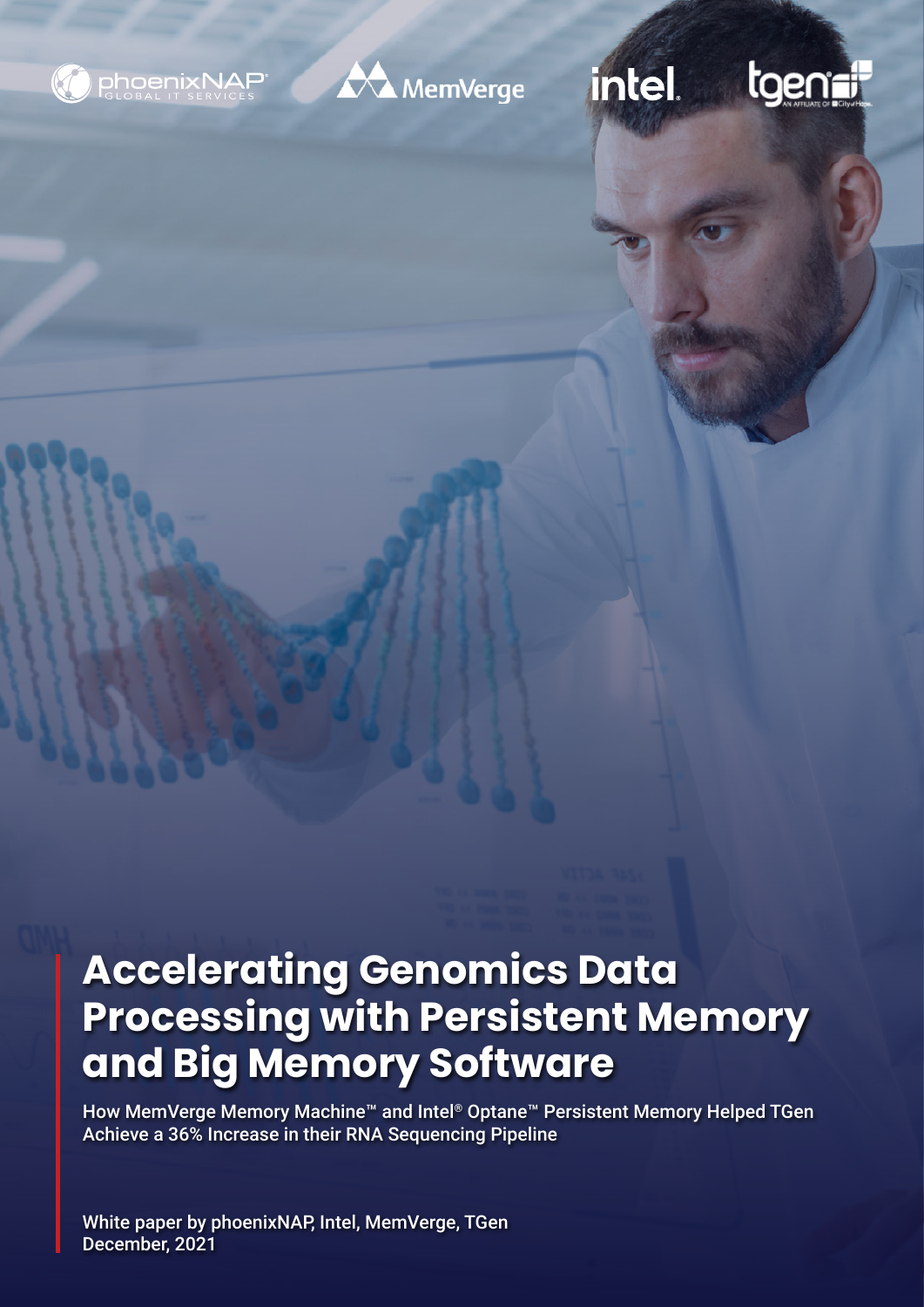# Accelerating Genomics Data Processing with Persistent Memory and Big Memory Software

How MemVerge Memory Machine™ and Intel® Optane™ Persistent Memory Helped TGen Achieve a 36% Increase in their RNA Sequencing Pipeline

White paper by phoenixNAP, Intel, MemVerge, TGen
December, 2021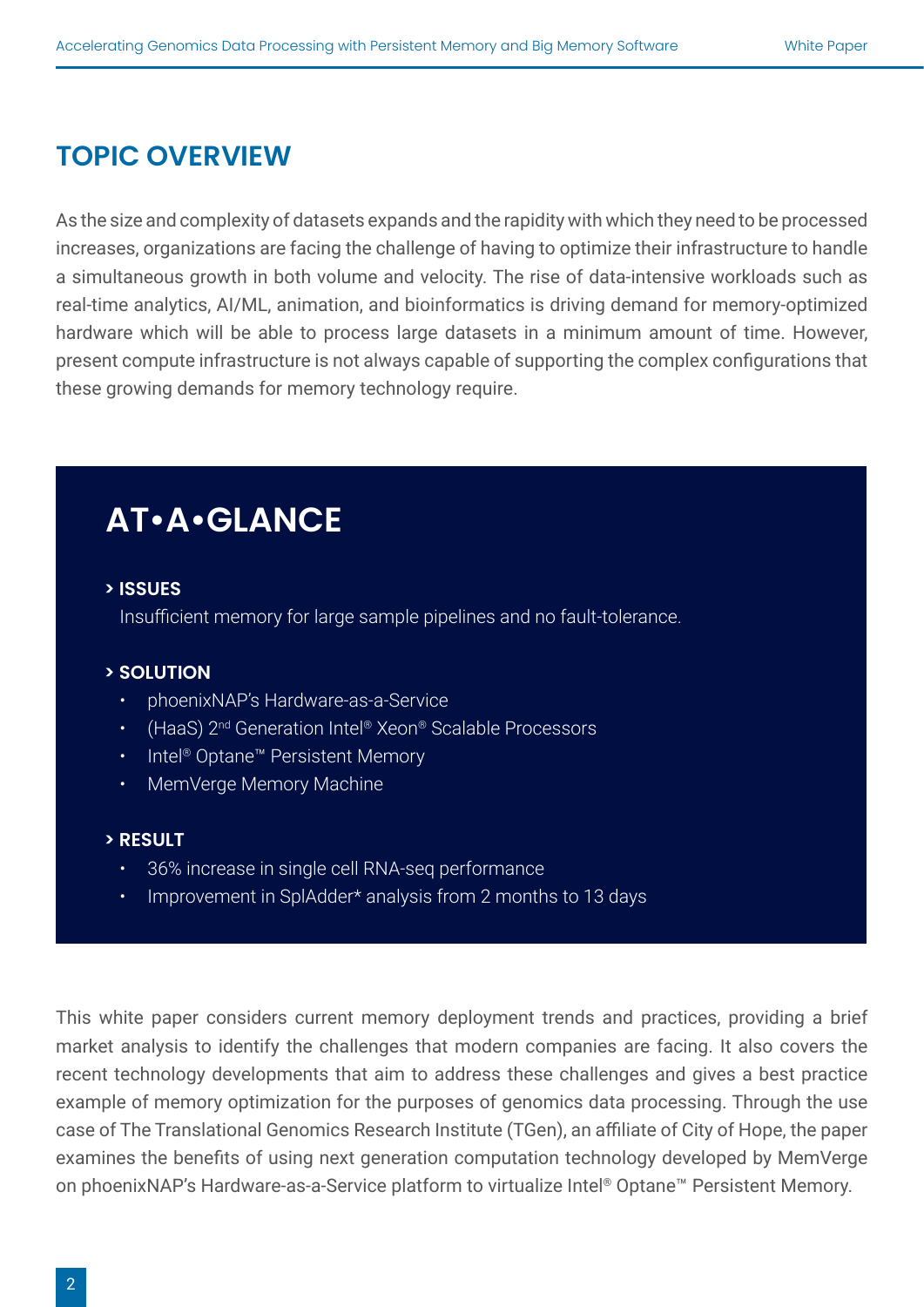## TOPIC OVERVIEW

As the size and complexity of datasets expands and the rapidity with which they need to be processed increases, organizations are facing the challenge of having to optimize their infrastructure to handle a simultaneous growth in both volume and velocity. The rise of data-intensive workloads such as real-time analytics, AI/ML, animation, and bioinformatics is driving demand for memory-optimized hardware which will be able to process large datasets in a minimum amount of time. However, present compute infrastructure is not always capable of supporting the complex configurations that these growing demands for memory technology require.

## AT•A•GLANCE

**> ISSUES**

Insufficient memory for large sample pipelines and no fault-tolerance.

**> SOLUTION**

- phoenixNAP's Hardware-as-a-Service
- (HaaS) 2nd Generation Intel® Xeon® Scalable Processors
- Intel® Optane™ Persistent Memory
- MemVerge Memory Machine

**> RESULT**

- 36% increase in single cell RNA-seq performance
- Improvement in SplAdder* analysis from 2 months to 13 days

This white paper considers current memory deployment trends and practices, providing a brief market analysis to identify the challenges that modern companies are facing. It also covers the recent technology developments that aim to address these challenges and gives a best practice example of memory optimization for the purposes of genomics data processing. Through the use case of The Translational Genomics Research Institute (TGen), an affiliate of City of Hope, the paper examines the benefits of using next generation computation technology developed by MemVerge on phoenixNAP's Hardware-as-a-Service platform to virtualize Intel® Optane™ Persistent Memory.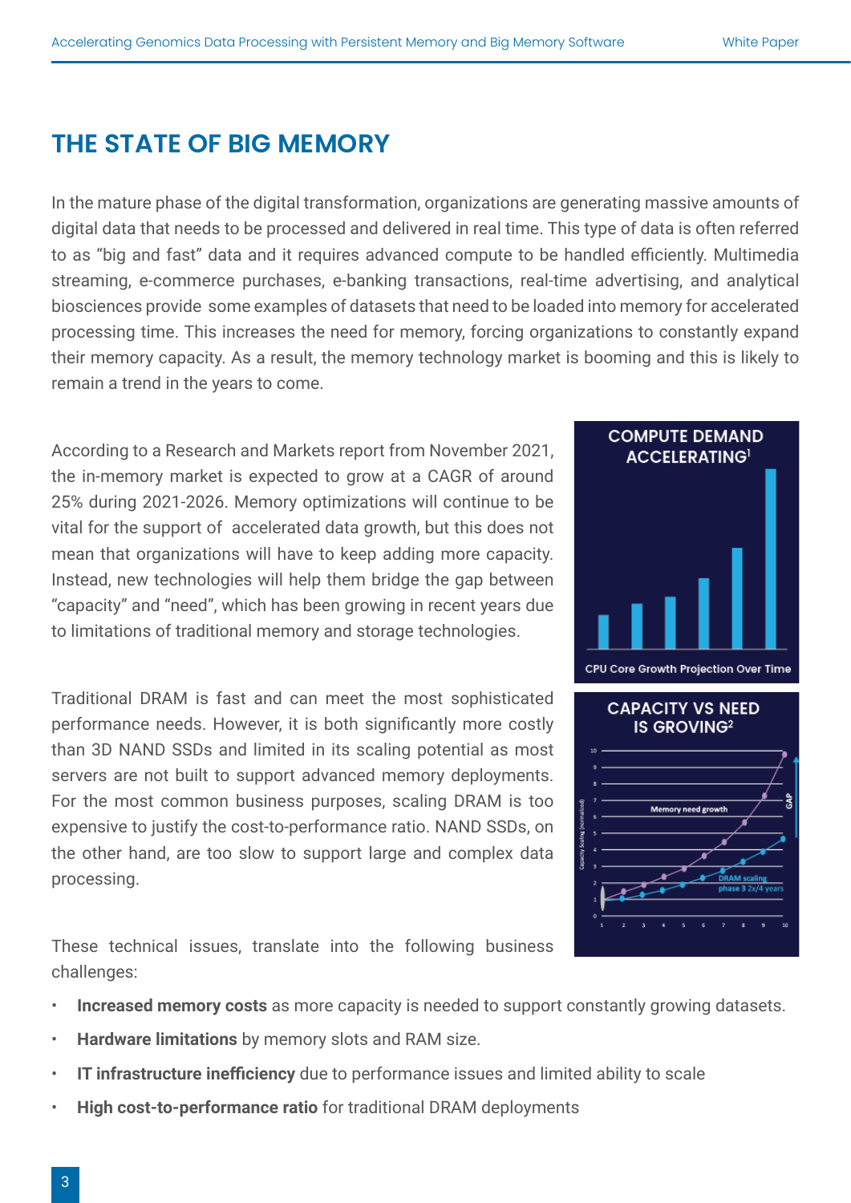# THE STATE OF BIG MEMORY

In the mature phase of the digital transformation, organizations are generating massive amounts of digital data that needs to be processed and delivered in real time. This type of data is often referred to as "big and fast" data and it requires advanced compute to be handled efficiently. Multimedia streaming, e-commerce purchases, e-banking transactions, real-time advertising, and analytical biosciences provide some examples of datasets that need to be loaded into memory for accelerated processing time. This increases the need for memory, forcing organizations to constantly expand their memory capacity. As a result, the memory technology market is booming and this is likely to remain a trend in the years to come.

According to a Research and Markets report from November 2021, the in-memory market is expected to grow at a CAGR of around 25% during 2021-2026. Memory optimizations will continue to be vital for the support of accelerated data growth, but this does not mean that organizations will have to keep adding more capacity. Instead, new technologies will help them bridge the gap between "capacity" and "need", which has been growing in recent years due to limitations of traditional memory and storage technologies.

COMPUTE DEMAND ACCELERATING[1]

CPU Core Growth Projection Over Time

Traditional DRAM is fast and can meet the most sophisticated performance needs. However, it is both significantly more costly than 3D NAND SSDs and limited in its scaling potential as most servers are not built to support advanced memory deployments. For the most common business purposes, scaling DRAM is too expensive to justify the cost-to-performance ratio. NAND SSDs, on the other hand, are too slow to support large and complex data processing.

CAPACITY VS NEED IS GROVING[2]

Memory need growth

DRAM scaling phase 3 2x/4 years

GAP

Capacity Scaling (normalized)

0 1 2 3 4 5 6 7 8 9 10

1 2 3 4 5 6 7 8 9 10

These technical issues, translate into the following business challenges:

- **Increased memory costs** as more capacity is needed to support constantly growing datasets.
- **Hardware limitations** by memory slots and RAM size.
- **IT infrastructure inefficiency** due to performance issues and limited ability to scale
- **High cost-to-performance ratio** for traditional DRAM deployments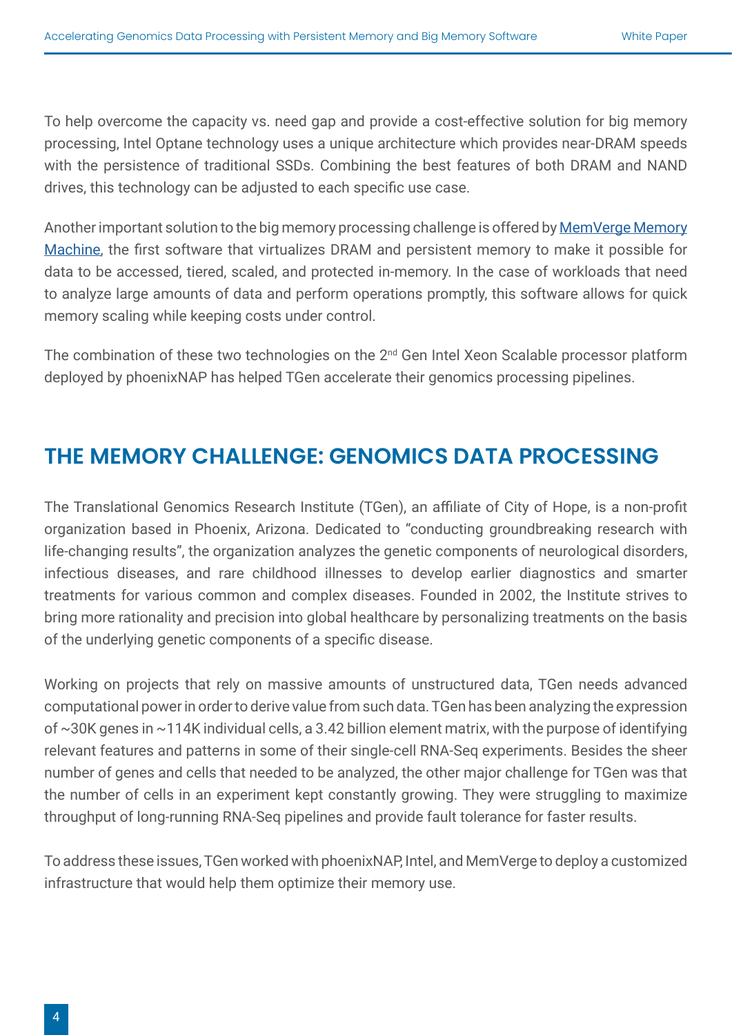To help overcome the capacity vs. need gap and provide a cost-effective solution for big memory processing, Intel Optane technology uses a unique architecture which provides near-DRAM speeds with the persistence of traditional SSDs. Combining the best features of both DRAM and NAND drives, this technology can be adjusted to each specific use case.

Another important solution to the big memory processing challenge is offered by [MemVerge Memory Machine](), the first software that virtualizes DRAM and persistent memory to make it possible for data to be accessed, tiered, scaled, and protected in-memory. In the case of workloads that need to analyze large amounts of data and perform operations promptly, this software allows for quick memory scaling while keeping costs under control.

The combination of these two technologies on the 2nd Gen Intel Xeon Scalable processor platform deployed by phoenixNAP has helped TGen accelerate their genomics processing pipelines.

## THE MEMORY CHALLENGE: GENOMICS DATA PROCESSING

The Translational Genomics Research Institute (TGen), an affiliate of City of Hope, is a non-profit organization based in Phoenix, Arizona. Dedicated to "conducting groundbreaking research with life-changing results", the organization analyzes the genetic components of neurological disorders, infectious diseases, and rare childhood illnesses to develop earlier diagnostics and smarter treatments for various common and complex diseases. Founded in 2002, the Institute strives to bring more rationality and precision into global healthcare by personalizing treatments on the basis of the underlying genetic components of a specific disease.

Working on projects that rely on massive amounts of unstructured data, TGen needs advanced computational power in order to derive value from such data. TGen has been analyzing the expression of ~30K genes in ~114K individual cells, a 3.42 billion element matrix, with the purpose of identifying relevant features and patterns in some of their single-cell RNA-Seq experiments. Besides the sheer number of genes and cells that needed to be analyzed, the other major challenge for TGen was that the number of cells in an experiment kept constantly growing. They were struggling to maximize throughput of long-running RNA-Seq pipelines and provide fault tolerance for faster results.

To address these issues, TGen worked with phoenixNAP, Intel, and MemVerge to deploy a customized infrastructure that would help them optimize their memory use.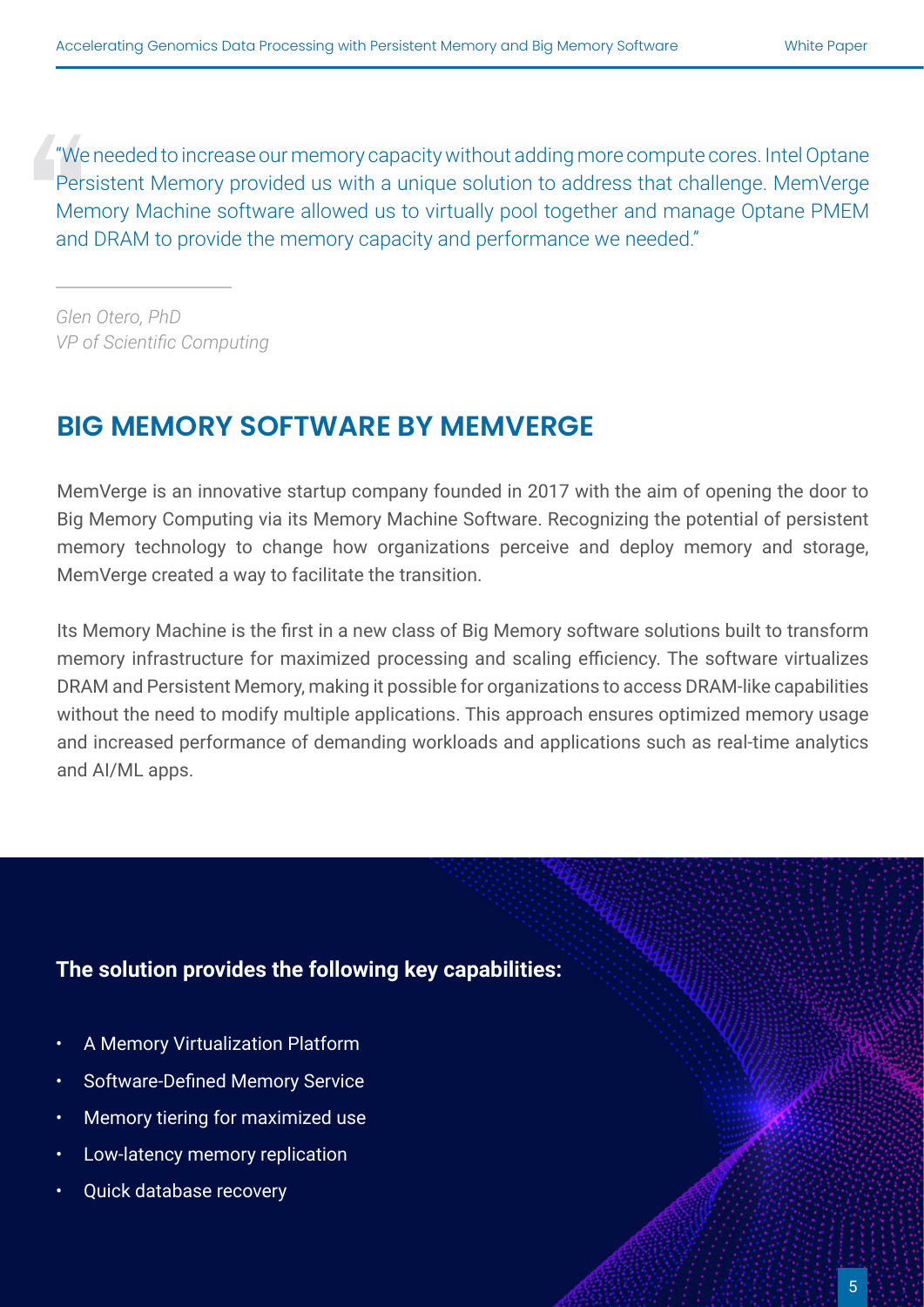> "We needed to increase our memory capacity without adding more compute cores. Intel Optane Persistent Memory provided us with a unique solution to address that challenge. MemVerge Memory Machine software allowed us to virtually pool together and manage Optane PMEM and DRAM to provide the memory capacity and performance we needed."

*Glen Otero, PhD*
*VP of Scientific Computing*

## BIG MEMORY SOFTWARE BY MEMVERGE

MemVerge is an innovative startup company founded in 2017 with the aim of opening the door to Big Memory Computing via its Memory Machine Software. Recognizing the potential of persistent memory technology to change how organizations perceive and deploy memory and storage, MemVerge created a way to facilitate the transition.

Its Memory Machine is the first in a new class of Big Memory software solutions built to transform memory infrastructure for maximized processing and scaling efficiency. The software virtualizes DRAM and Persistent Memory, making it possible for organizations to access DRAM-like capabilities without the need to modify multiple applications. This approach ensures optimized memory usage and increased performance of demanding workloads and applications such as real-time analytics and AI/ML apps.

**The solution provides the following key capabilities:**

- A Memory Virtualization Platform
- Software-Defined Memory Service
- Memory tiering for maximized use
- Low-latency memory replication
- Quick database recovery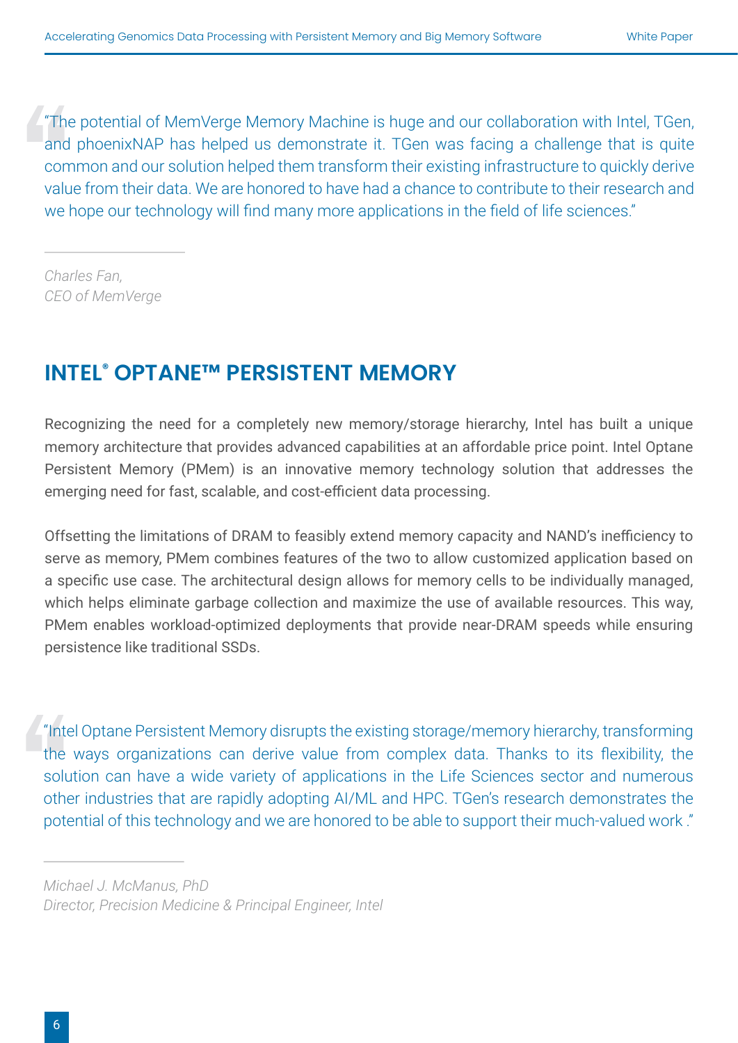> "The potential of MemVerge Memory Machine is huge and our collaboration with Intel, TGen, and phoenixNAP has helped us demonstrate it. TGen was facing a challenge that is quite common and our solution helped them transform their existing infrastructure to quickly derive value from their data. We are honored to have had a chance to contribute to their research and we hope our technology will find many more applications in the field of life sciences."

*Charles Fan,*
*CEO of MemVerge*

## INTEL® OPTANE™ PERSISTENT MEMORY

Recognizing the need for a completely new memory/storage hierarchy, Intel has built a unique memory architecture that provides advanced capabilities at an affordable price point. Intel Optane Persistent Memory (PMem) is an innovative memory technology solution that addresses the emerging need for fast, scalable, and cost-efficient data processing.

Offsetting the limitations of DRAM to feasibly extend memory capacity and NAND's inefficiency to serve as memory, PMem combines features of the two to allow customized application based on a specific use case. The architectural design allows for memory cells to be individually managed, which helps eliminate garbage collection and maximize the use of available resources. This way, PMem enables workload-optimized deployments that provide near-DRAM speeds while ensuring persistence like traditional SSDs.

> "Intel Optane Persistent Memory disrupts the existing storage/memory hierarchy, transforming the ways organizations can derive value from complex data. Thanks to its flexibility, the solution can have a wide variety of applications in the Life Sciences sector and numerous other industries that are rapidly adopting AI/ML and HPC. TGen's research demonstrates the potential of this technology and we are honored to be able to support their much-valued work ."

*Michael J. McManus, PhD*
*Director, Precision Medicine & Principal Engineer, Intel*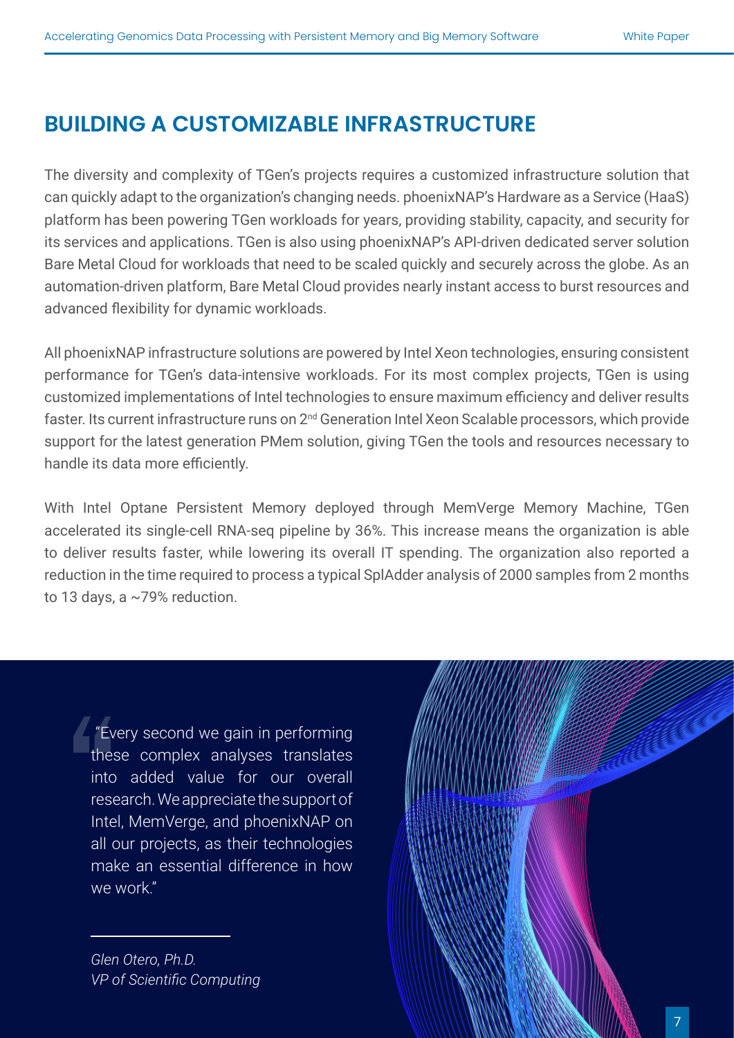## BUILDING A CUSTOMIZABLE INFRASTRUCTURE

The diversity and complexity of TGen's projects requires a customized infrastructure solution that can quickly adapt to the organization's changing needs. phoenixNAP's Hardware as a Service (HaaS) platform has been powering TGen workloads for years, providing stability, capacity, and security for its services and applications. TGen is also using phoenixNAP's API-driven dedicated server solution Bare Metal Cloud for workloads that need to be scaled quickly and securely across the globe. As an automation-driven platform, Bare Metal Cloud provides nearly instant access to burst resources and advanced flexibility for dynamic workloads.

All phoenixNAP infrastructure solutions are powered by Intel Xeon technologies, ensuring consistent performance for TGen's data-intensive workloads. For its most complex projects, TGen is using customized implementations of Intel technologies to ensure maximum efficiency and deliver results faster. Its current infrastructure runs on 2nd Generation Intel Xeon Scalable processors, which provide support for the latest generation PMem solution, giving TGen the tools and resources necessary to handle its data more efficiently.

With Intel Optane Persistent Memory deployed through MemVerge Memory Machine, TGen accelerated its single-cell RNA-seq pipeline by 36%. This increase means the organization is able to deliver results faster, while lowering its overall IT spending. The organization also reported a reduction in the time required to process a typical SplAdder analysis of 2000 samples from 2 months to 13 days, a ~79% reduction.

> "Every second we gain in performing these complex analyses translates into added value for our overall research. We appreciate the support of Intel, MemVerge, and phoenixNAP on all our projects, as their technologies make an essential difference in how we work."
>
> *Glen Otero, Ph.D.*
> *VP of Scientific Computing*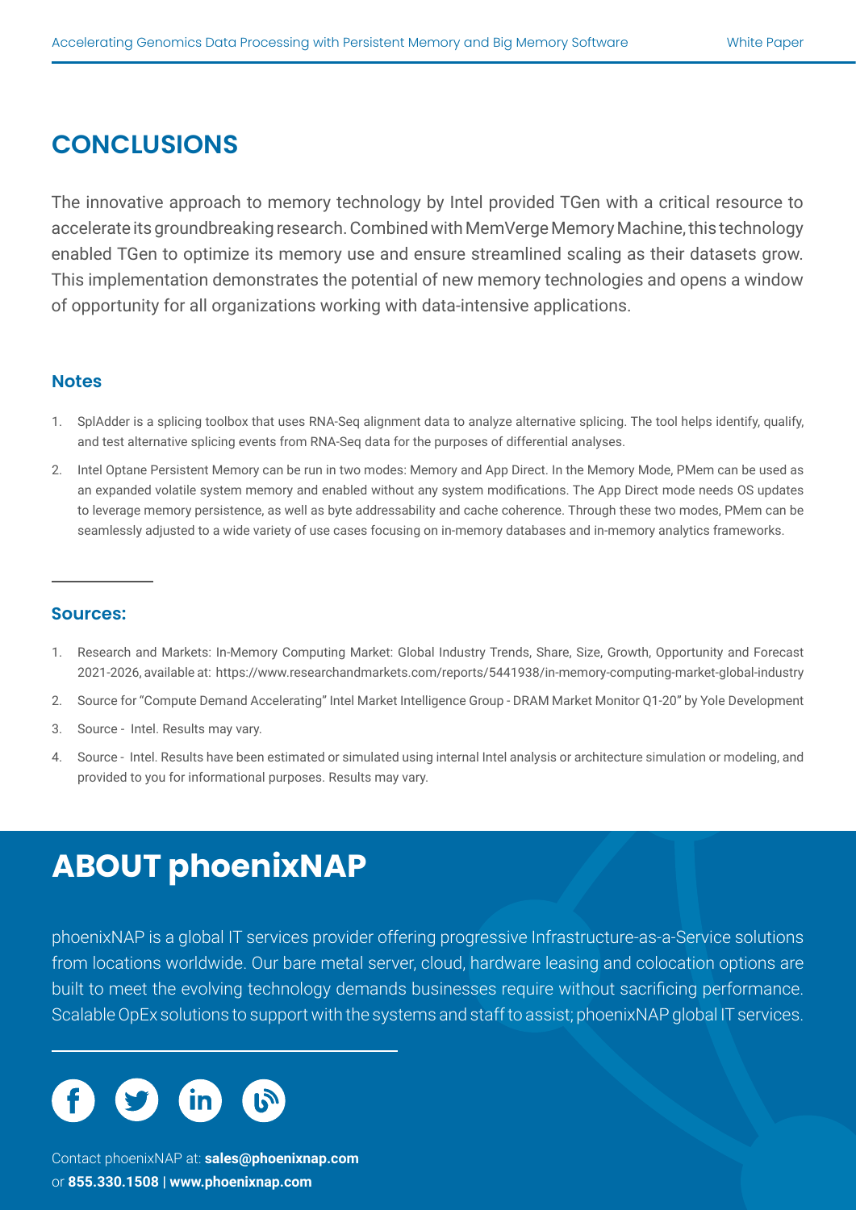## CONCLUSIONS

The innovative approach to memory technology by Intel provided TGen with a critical resource to accelerate its groundbreaking research. Combined with MemVerge Memory Machine, this technology enabled TGen to optimize its memory use and ensure streamlined scaling as their datasets grow. This implementation demonstrates the potential of new memory technologies and opens a window of opportunity for all organizations working with data-intensive applications.

### Notes

1. SplAdder is a splicing toolbox that uses RNA-Seq alignment data to analyze alternative splicing. The tool helps identify, qualify, and test alternative splicing events from RNA-Seq data for the purposes of differential analyses.
2. Intel Optane Persistent Memory can be run in two modes: Memory and App Direct. In the Memory Mode, PMem can be used as an expanded volatile system memory and enabled without any system modifications. The App Direct mode needs OS updates to leverage memory persistence, as well as byte addressability and cache coherence. Through these two modes, PMem can be seamlessly adjusted to a wide variety of use cases focusing on in-memory databases and in-memory analytics frameworks.

### Sources:

1. Research and Markets: In-Memory Computing Market: Global Industry Trends, Share, Size, Growth, Opportunity and Forecast 2021-2026, available at: https://www.researchandmarkets.com/reports/5441938/in-memory-computing-market-global-industry
2. Source for "Compute Demand Accelerating" Intel Market Intelligence Group - DRAM Market Monitor Q1-20" by Yole Development
3. Source - Intel. Results may vary.
4. Source - Intel. Results have been estimated or simulated using internal Intel analysis or architecture simulation or modeling, and provided to you for informational purposes. Results may vary.

## ABOUT phoenixNAP

phoenixNAP is a global IT services provider offering progressive Infrastructure-as-a-Service solutions from locations worldwide. Our bare metal server, cloud, hardware leasing and colocation options are built to meet the evolving technology demands businesses require without sacrificing performance. Scalable OpEx solutions to support with the systems and staff to assist; phoenixNAP global IT services.

Contact phoenixNAP at: **sales@phoenixnap.com**
or **855.330.1508 | www.phoenixnap.com**